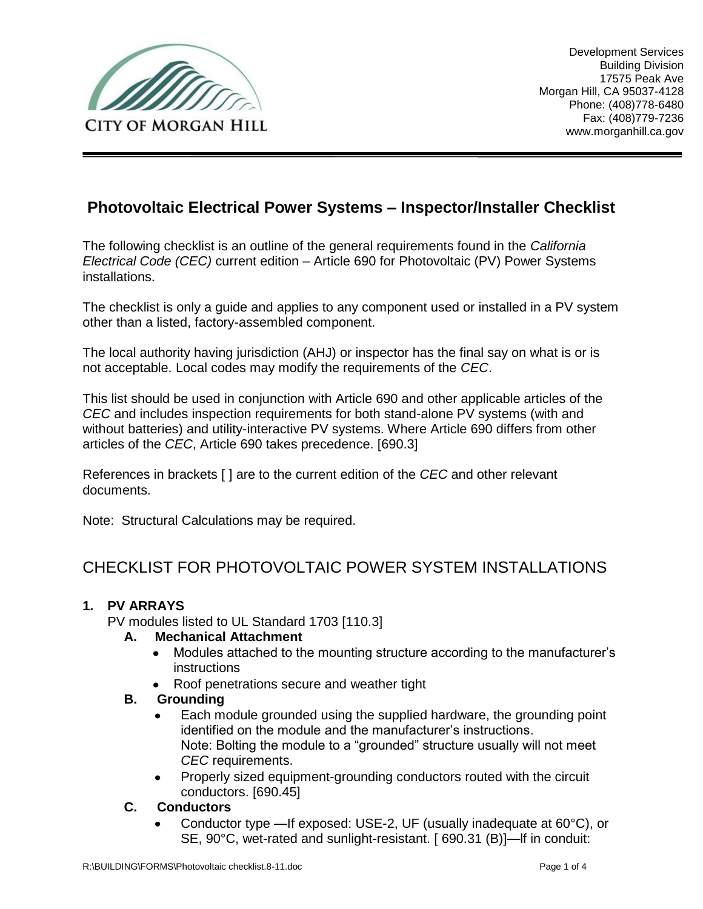CITY OF MORGAN HILL

Development Services
Building Division
17575 Peak Ave
Morgan Hill, CA 95037-4128
Phone: (408)778-6480
Fax: (408)779-7236
www.morganhill.ca.gov

## Photovoltaic Electrical Power Systems – Inspector/Installer Checklist

The following checklist is an outline of the general requirements found in the *California Electrical Code (CEC)* current edition – Article 690 for Photovoltaic (PV) Power Systems installations.

The checklist is only a guide and applies to any component used or installed in a PV system other than a listed, factory-assembled component.

The local authority having jurisdiction (AHJ) or inspector has the final say on what is or is not acceptable. Local codes may modify the requirements of the *CEC*.

This list should be used in conjunction with Article 690 and other applicable articles of the *CEC* and includes inspection requirements for both stand-alone PV systems (with and without batteries) and utility-interactive PV systems. Where Article 690 differs from other articles of the *CEC*, Article 690 takes precedence. [690.3]

References in brackets [ ] are to the current edition of the *CEC* and other relevant documents.

Note: Structural Calculations may be required.

## CHECKLIST FOR PHOTOVOLTAIC POWER SYSTEM INSTALLATIONS

### 1. PV ARRAYS

PV modules listed to UL Standard 1703 [110.3]

**A. Mechanical Attachment**

- Modules attached to the mounting structure according to the manufacturer's instructions
- Roof penetrations secure and weather tight

**B. Grounding**

- Each module grounded using the supplied hardware, the grounding point identified on the module and the manufacturer's instructions.
  Note: Bolting the module to a "grounded" structure usually will not meet *CEC* requirements.
- Properly sized equipment-grounding conductors routed with the circuit conductors. [690.45]

**C. Conductors**

- Conductor type —If exposed: USE-2, UF (usually inadequate at 60°C), or SE, 90°C, wet-rated and sunlight-resistant. [ 690.31 (B)]—If in conduit: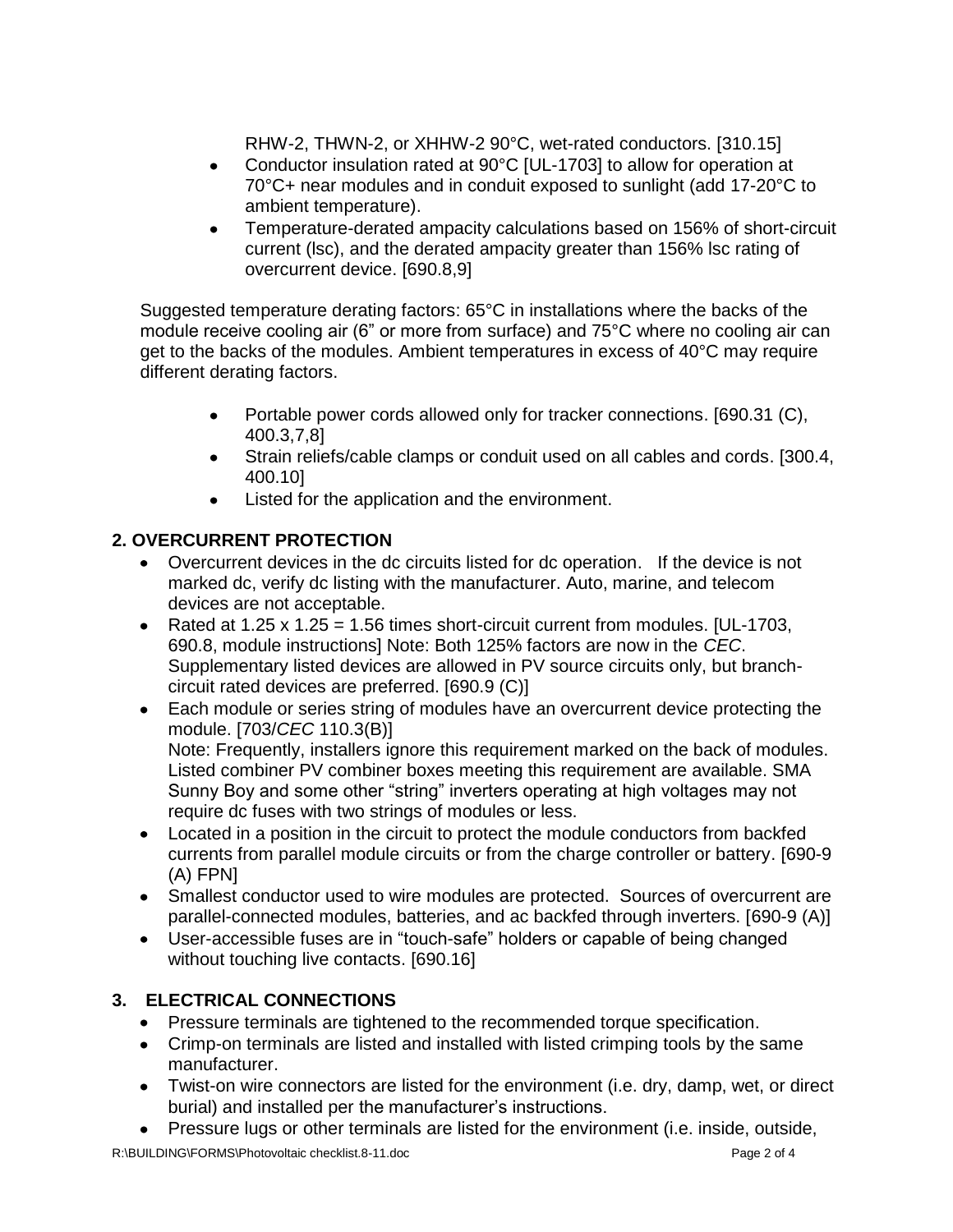RHW-2, THWN-2, or XHHW-2 90°C, wet-rated conductors. [310.15]

- Conductor insulation rated at 90°C [UL-1703] to allow for operation at 70°C+ near modules and in conduit exposed to sunlight (add 17-20°C to ambient temperature).
- Temperature-derated ampacity calculations based on 156% of short-circuit current (Isc), and the derated ampacity greater than 156% Isc rating of overcurrent device. [690.8,9]

Suggested temperature derating factors: 65°C in installations where the backs of the module receive cooling air (6" or more from surface) and 75°C where no cooling air can get to the backs of the modules. Ambient temperatures in excess of 40°C may require different derating factors.

- Portable power cords allowed only for tracker connections. [690.31 (C), 400.3,7,8]
- Strain reliefs/cable clamps or conduit used on all cables and cords. [300.4, 400.10]
- Listed for the application and the environment.

## 2. OVERCURRENT PROTECTION

- Overcurrent devices in the dc circuits listed for dc operation. If the device is not marked dc, verify dc listing with the manufacturer. Auto, marine, and telecom devices are not acceptable.
- Rated at 1.25 x 1.25 = 1.56 times short-circuit current from modules. [UL-1703, 690.8, module instructions] Note: Both 125% factors are now in the *CEC*. Supplementary listed devices are allowed in PV source circuits only, but branch-circuit rated devices are preferred. [690.9 (C)]
- Each module or series string of modules have an overcurrent device protecting the module. [703/*CEC* 110.3(B)]
  Note: Frequently, installers ignore this requirement marked on the back of modules. Listed combiner PV combiner boxes meeting this requirement are available. SMA Sunny Boy and some other "string" inverters operating at high voltages may not require dc fuses with two strings of modules or less.
- Located in a position in the circuit to protect the module conductors from backfed currents from parallel module circuits or from the charge controller or battery. [690-9 (A) FPN]
- Smallest conductor used to wire modules are protected. Sources of overcurrent are parallel-connected modules, batteries, and ac backfed through inverters. [690-9 (A)]
- User-accessible fuses are in "touch-safe" holders or capable of being changed without touching live contacts. [690.16]

## 3. ELECTRICAL CONNECTIONS

- Pressure terminals are tightened to the recommended torque specification.
- Crimp-on terminals are listed and installed with listed crimping tools by the same manufacturer.
- Twist-on wire connectors are listed for the environment (i.e. dry, damp, wet, or direct burial) and installed per the manufacturer's instructions.
- Pressure lugs or other terminals are listed for the environment (i.e. inside, outside,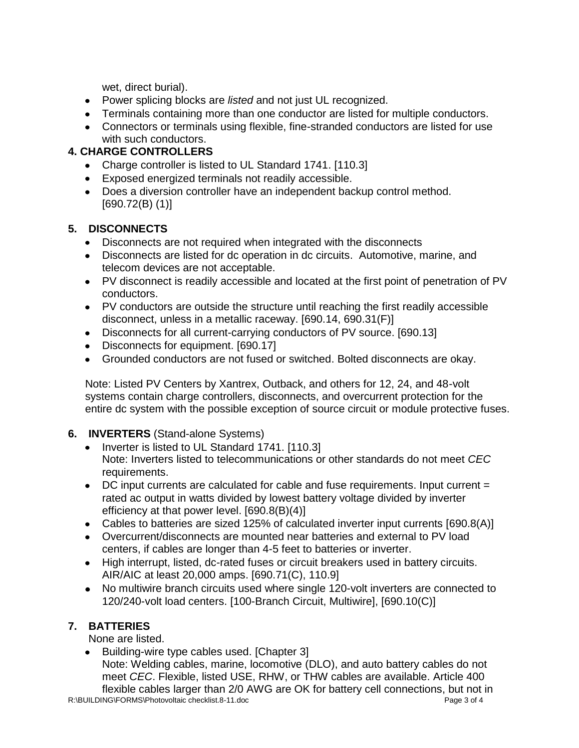wet, direct burial).

- Power splicing blocks are *listed* and not just UL recognized.
- Terminals containing more than one conductor are listed for multiple conductors.
- Connectors or terminals using flexible, fine-stranded conductors are listed for use with such conductors.

**4. CHARGE CONTROLLERS**

- Charge controller is listed to UL Standard 1741. [110.3]
- Exposed energized terminals not readily accessible.
- Does a diversion controller have an independent backup control method. [690.72(B) (1)]

**5. DISCONNECTS**

- Disconnects are not required when integrated with the disconnects
- Disconnects are listed for dc operation in dc circuits. Automotive, marine, and telecom devices are not acceptable.
- PV disconnect is readily accessible and located at the first point of penetration of PV conductors.
- PV conductors are outside the structure until reaching the first readily accessible disconnect, unless in a metallic raceway. [690.14, 690.31(F)]
- Disconnects for all current-carrying conductors of PV source. [690.13]
- Disconnects for equipment. [690.17]
- Grounded conductors are not fused or switched. Bolted disconnects are okay.

Note: Listed PV Centers by Xantrex, Outback, and others for 12, 24, and 48-volt systems contain charge controllers, disconnects, and overcurrent protection for the entire dc system with the possible exception of source circuit or module protective fuses.

**6. INVERTERS** (Stand-alone Systems)

- Inverter is listed to UL Standard 1741. [110.3]
  Note: Inverters listed to telecommunications or other standards do not meet *CEC* requirements.
- DC input currents are calculated for cable and fuse requirements. Input current = rated ac output in watts divided by lowest battery voltage divided by inverter efficiency at that power level. [690.8(B)(4)]
- Cables to batteries are sized 125% of calculated inverter input currents [690.8(A)]
- Overcurrent/disconnects are mounted near batteries and external to PV load centers, if cables are longer than 4-5 feet to batteries or inverter.
- High interrupt, listed, dc-rated fuses or circuit breakers used in battery circuits. AIR/AIC at least 20,000 amps. [690.71(C), 110.9]
- No multiwire branch circuits used where single 120-volt inverters are connected to 120/240-volt load centers. [100-Branch Circuit, Multiwire], [690.10(C)]

**7. BATTERIES**

None are listed.

- Building-wire type cables used. [Chapter 3]
  Note: Welding cables, marine, locomotive (DLO), and auto battery cables do not meet *CEC*. Flexible, listed USE, RHW, or THW cables are available. Article 400 flexible cables larger than 2/0 AWG are OK for battery cell connections, but not in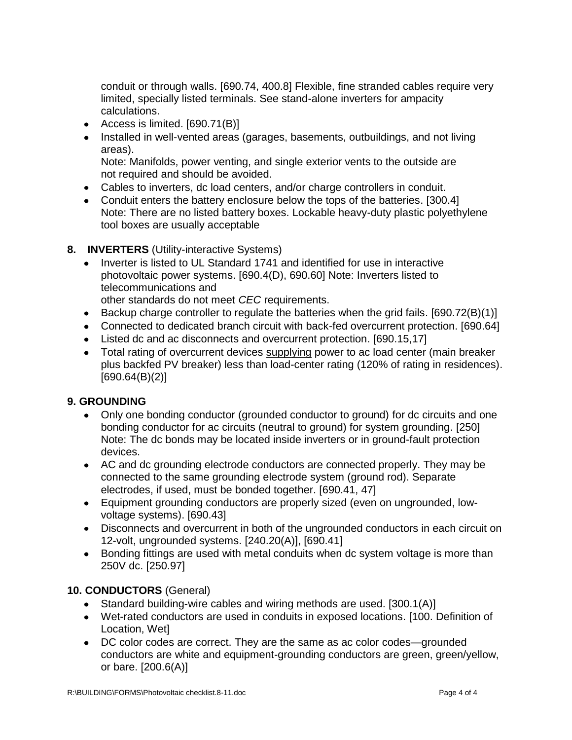conduit or through walls. [690.74, 400.8] Flexible, fine stranded cables require very limited, specially listed terminals. See stand-alone inverters for ampacity calculations.

- Access is limited. [690.71(B)]
- Installed in well-vented areas (garages, basements, outbuildings, and not living areas).
  Note: Manifolds, power venting, and single exterior vents to the outside are not required and should be avoided.
- Cables to inverters, dc load centers, and/or charge controllers in conduit.
- Conduit enters the battery enclosure below the tops of the batteries. [300.4]
  Note: There are no listed battery boxes. Lockable heavy-duty plastic polyethylene tool boxes are usually acceptable

**8. INVERTERS** (Utility-interactive Systems)

- Inverter is listed to UL Standard 1741 and identified for use in interactive photovoltaic power systems. [690.4(D), 690.60] Note: Inverters listed to telecommunications and
  other standards do not meet *CEC* requirements.
- Backup charge controller to regulate the batteries when the grid fails. [690.72(B)(1)]
- Connected to dedicated branch circuit with back-fed overcurrent protection. [690.64]
- Listed dc and ac disconnects and overcurrent protection. [690.15,17]
- Total rating of overcurrent devices <u>supplying</u> power to ac load center (main breaker plus backfed PV breaker) less than load-center rating (120% of rating in residences). [690.64(B)(2)]

**9. GROUNDING**

- Only one bonding conductor (grounded conductor to ground) for dc circuits and one bonding conductor for ac circuits (neutral to ground) for system grounding. [250]
  Note: The dc bonds may be located inside inverters or in ground-fault protection devices.
- AC and dc grounding electrode conductors are connected properly. They may be connected to the same grounding electrode system (ground rod). Separate electrodes, if used, must be bonded together. [690.41, 47]
- Equipment grounding conductors are properly sized (even on ungrounded, low-voltage systems). [690.43]
- Disconnects and overcurrent in both of the ungrounded conductors in each circuit on 12-volt, ungrounded systems. [240.20(A)], [690.41]
- Bonding fittings are used with metal conduits when dc system voltage is more than 250V dc. [250.97]

**10. CONDUCTORS** (General)

- Standard building-wire cables and wiring methods are used. [300.1(A)]
- Wet-rated conductors are used in conduits in exposed locations. [100. Definition of Location, Wet]
- DC color codes are correct. They are the same as ac color codes—grounded conductors are white and equipment-grounding conductors are green, green/yellow, or bare. [200.6(A)]